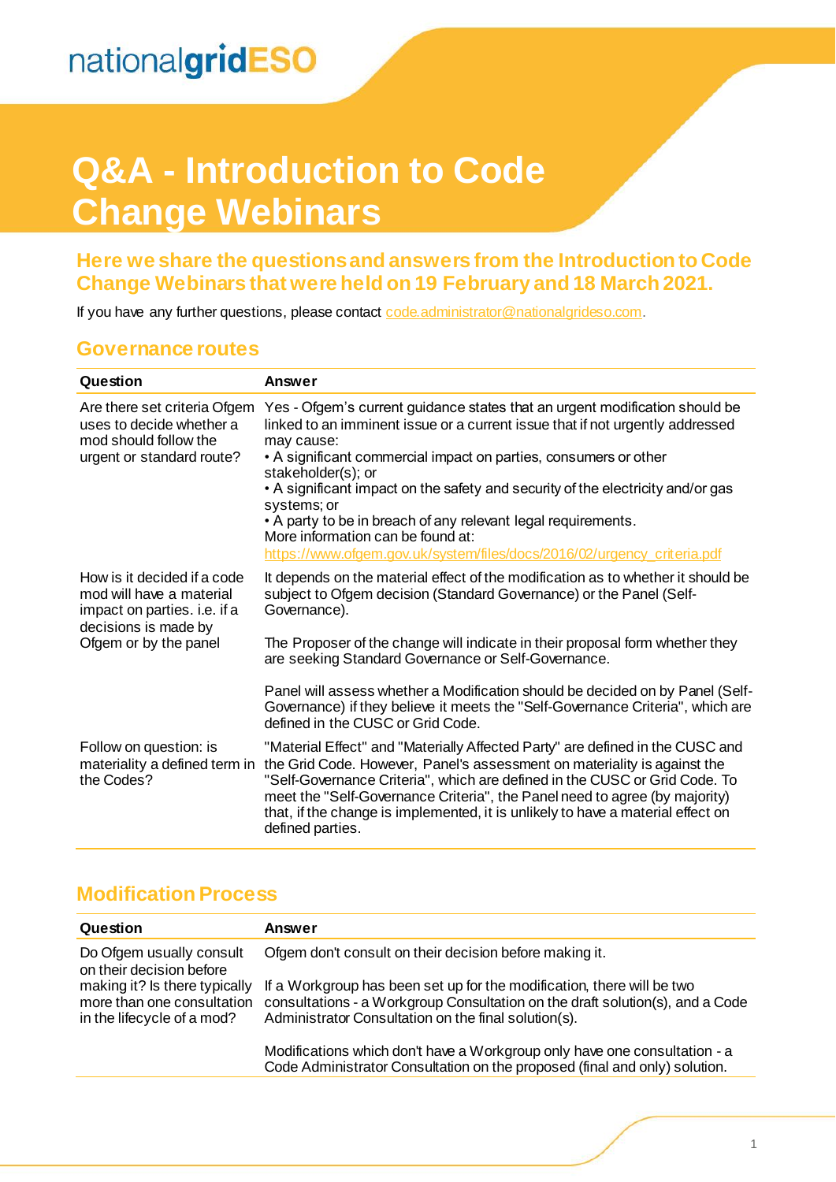nationalgridESO

# Q&A - Introduction to Code Change Webinars

## Here we share the questions and answers from the Introduction to Code Change Webinars that were held on 19 February and 18 March 2021.

If you have any further questions, please contact code.administrator@nationalgrideso.com.

## Governance routes

| Question | Answer |
| --- | --- |
| Are there set criteria Ofgem uses to decide whether a mod should follow the urgent or standard route? | Yes - Ofgem's current guidance states that an urgent modification should be linked to an imminent issue or a current issue that if not urgently addressed may cause:<br>• A significant commercial impact on parties, consumers or other stakeholder(s); or<br>• A significant impact on the safety and security of the electricity and/or gas systems; or<br>• A party to be in breach of any relevant legal requirements.<br>More information can be found at:<br>https://www.ofgem.gov.uk/system/files/docs/2016/02/urgency_criteria.pdf |
| How is it decided if a code mod will have a material impact on parties. i.e. if a decisions is made by Ofgem or by the panel | It depends on the material effect of the modification as to whether it should be subject to Ofgem decision (Standard Governance) or the Panel (Self-Governance).<br><br>The Proposer of the change will indicate in their proposal form whether they are seeking Standard Governance or Self-Governance.<br><br>Panel will assess whether a Modification should be decided on by Panel (Self-Governance) if they believe it meets the "Self-Governance Criteria", which are defined in the CUSC or Grid Code. |
| Follow on question: is materiality a defined term in the Codes? | "Material Effect" and "Materially Affected Party" are defined in the CUSC and the Grid Code. However, Panel's assessment on materiality is against the "Self-Governance Criteria", which are defined in the CUSC or Grid Code. To meet the "Self-Governance Criteria", the Panel need to agree (by majority) that, if the change is implemented, it is unlikely to have a material effect on defined parties. |

## Modification Process

| Question | Answer |
| --- | --- |
| Do Ofgem usually consult on their decision before making it? Is there typically more than one consultation in the lifecycle of a mod? | Ofgem don't consult on their decision before making it.<br><br>If a Workgroup has been set up for the modification, there will be two consultations - a Workgroup Consultation on the draft solution(s), and a Code Administrator Consultation on the final solution(s).<br><br>Modifications which don't have a Workgroup only have one consultation - a Code Administrator Consultation on the proposed (final and only) solution. |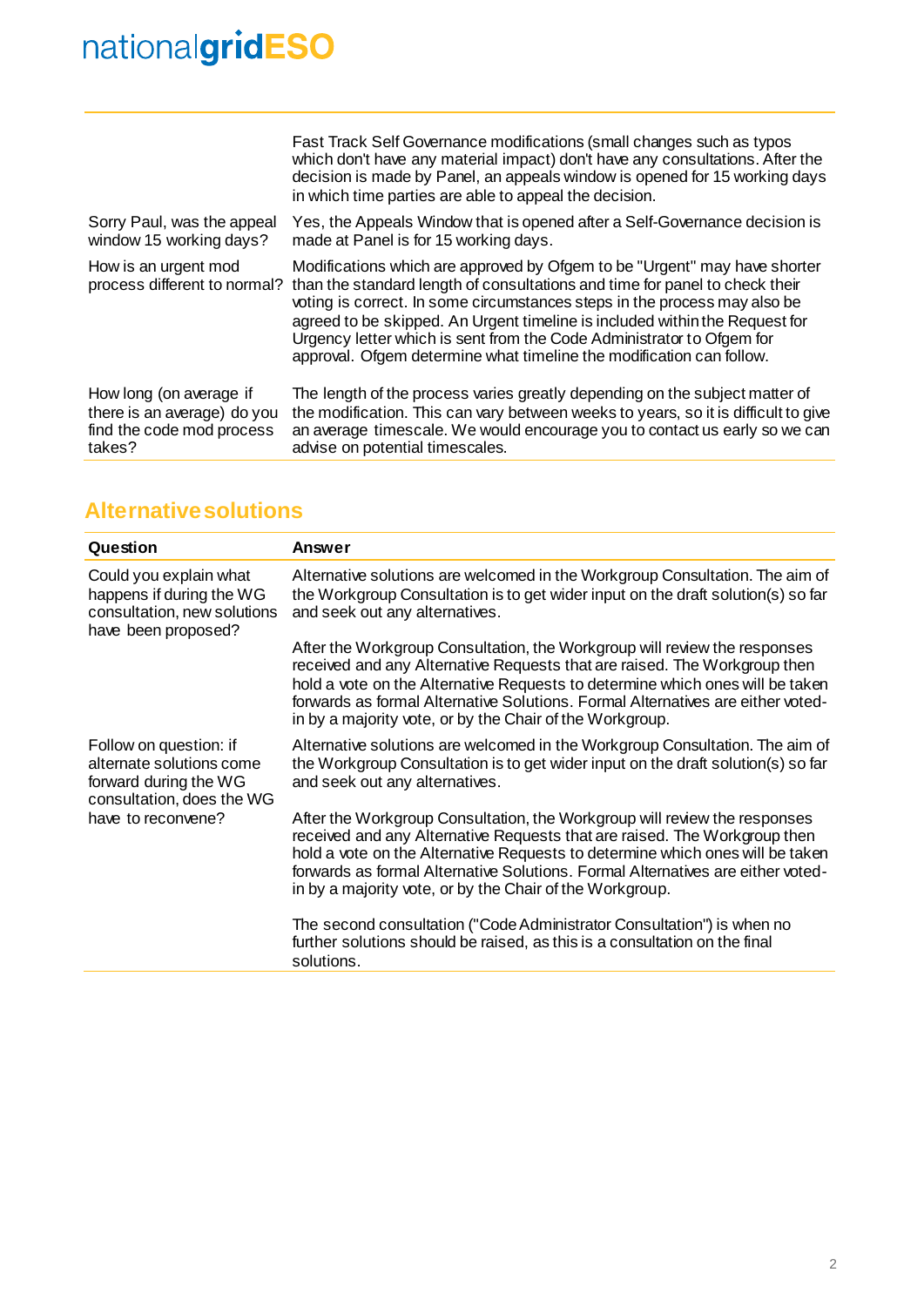| | |
|---|---|
| | Fast Track Self Governance modifications (small changes such as typos which don't have any material impact) don't have any consultations. After the decision is made by Panel, an appeals window is opened for 15 working days in which time parties are able to appeal the decision. |
| Sorry Paul, was the appeal window 15 working days? | Yes, the Appeals Window that is opened after a Self-Governance decision is made at Panel is for 15 working days. |
| How is an urgent mod process different to normal? | Modifications which are approved by Ofgem to be "Urgent" may have shorter than the standard length of consultations and time for panel to check their voting is correct. In some circumstances steps in the process may also be agreed to be skipped. An Urgent timeline is included within the Request for Urgency letter which is sent from the Code Administrator to Ofgem for approval. Ofgem determine what timeline the modification can follow. |
| How long (on average if there is an average) do you find the code mod process takes? | The length of the process varies greatly depending on the subject matter of the modification. This can vary between weeks to years, so it is difficult to give an average timescale. We would encourage you to contact us early so we can advise on potential timescales. |

## Alternative solutions

| Question | Answer |
|---|---|
| Could you explain what happens if during the WG consultation, new solutions have been proposed? | Alternative solutions are welcomed in the Workgroup Consultation. The aim of the Workgroup Consultation is to get wider input on the draft solution(s) so far and seek out any alternatives.<br><br>After the Workgroup Consultation, the Workgroup will review the responses received and any Alternative Requests that are raised. The Workgroup then hold a vote on the Alternative Requests to determine which ones will be taken forwards as formal Alternative Solutions. Formal Alternatives are either voted-in by a majority vote, or by the Chair of the Workgroup. |
| Follow on question: if alternate solutions come forward during the WG consultation, does the WG have to reconvene? | Alternative solutions are welcomed in the Workgroup Consultation. The aim of the Workgroup Consultation is to get wider input on the draft solution(s) so far and seek out any alternatives.<br><br>After the Workgroup Consultation, the Workgroup will review the responses received and any Alternative Requests that are raised. The Workgroup then hold a vote on the Alternative Requests to determine which ones will be taken forwards as formal Alternative Solutions. Formal Alternatives are either voted-in by a majority vote, or by the Chair of the Workgroup.<br><br>The second consultation ("Code Administrator Consultation") is when no further solutions should be raised, as this is a consultation on the final solutions. |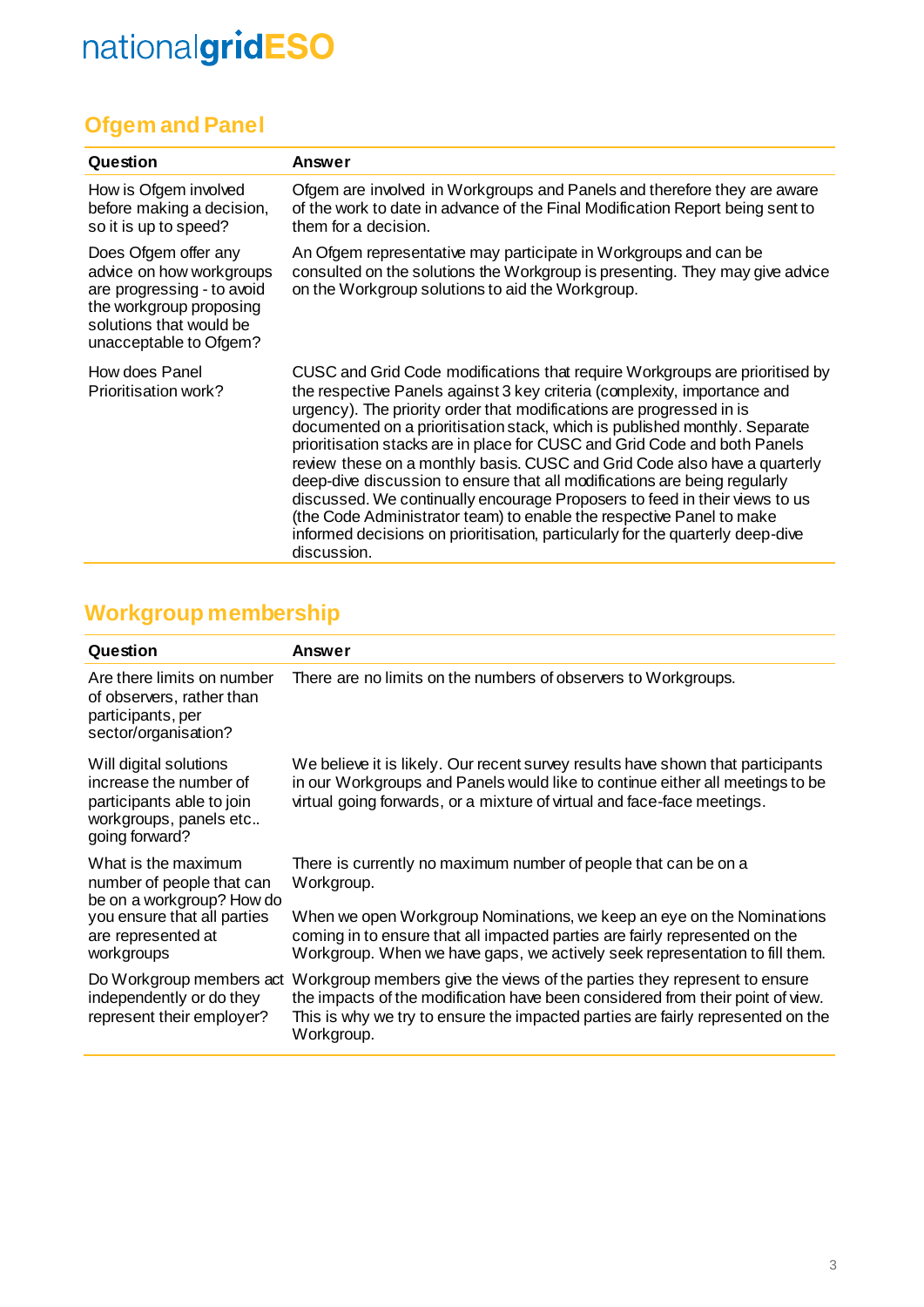## Ofgem and Panel

| Question | Answer |
| --- | --- |
| How is Ofgem involved before making a decision, so it is up to speed? | Ofgem are involved in Workgroups and Panels and therefore they are aware of the work to date in advance of the Final Modification Report being sent to them for a decision. |
| Does Ofgem offer any advice on how workgroups are progressing - to avoid the workgroup proposing solutions that would be unacceptable to Ofgem? | An Ofgem representative may participate in Workgroups and can be consulted on the solutions the Workgroup is presenting. They may give advice on the Workgroup solutions to aid the Workgroup. |
| How does Panel Prioritisation work? | CUSC and Grid Code modifications that require Workgroups are prioritised by the respective Panels against 3 key criteria (complexity, importance and urgency). The priority order that modifications are progressed in is documented on a prioritisation stack, which is published monthly. Separate prioritisation stacks are in place for CUSC and Grid Code and both Panels review these on a monthly basis. CUSC and Grid Code also have a quarterly deep-dive discussion to ensure that all modifications are being regularly discussed. We continually encourage Proposers to feed in their views to us (the Code Administrator team) to enable the respective Panel to make informed decisions on prioritisation, particularly for the quarterly deep-dive discussion. |

## Workgroup membership

| Question | Answer |
| --- | --- |
| Are there limits on number of observers, rather than participants, per sector/organisation? | There are no limits on the numbers of observers to Workgroups. |
| Will digital solutions increase the number of participants able to join workgroups, panels etc.. going forward? | We believe it is likely. Our recent survey results have shown that participants in our Workgroups and Panels would like to continue either all meetings to be virtual going forwards, or a mixture of virtual and face-face meetings. |
| What is the maximum number of people that can be on a workgroup? How do you ensure that all parties are represented at workgroups | There is currently no maximum number of people that can be on a Workgroup.<br><br>When we open Workgroup Nominations, we keep an eye on the Nominations coming in to ensure that all impacted parties are fairly represented on the Workgroup. When we have gaps, we actively seek representation to fill them. |
| Do Workgroup members act independently or do they represent their employer? | Workgroup members give the views of the parties they represent to ensure the impacts of the modification have been considered from their point of view. This is why we try to ensure the impacted parties are fairly represented on the Workgroup. |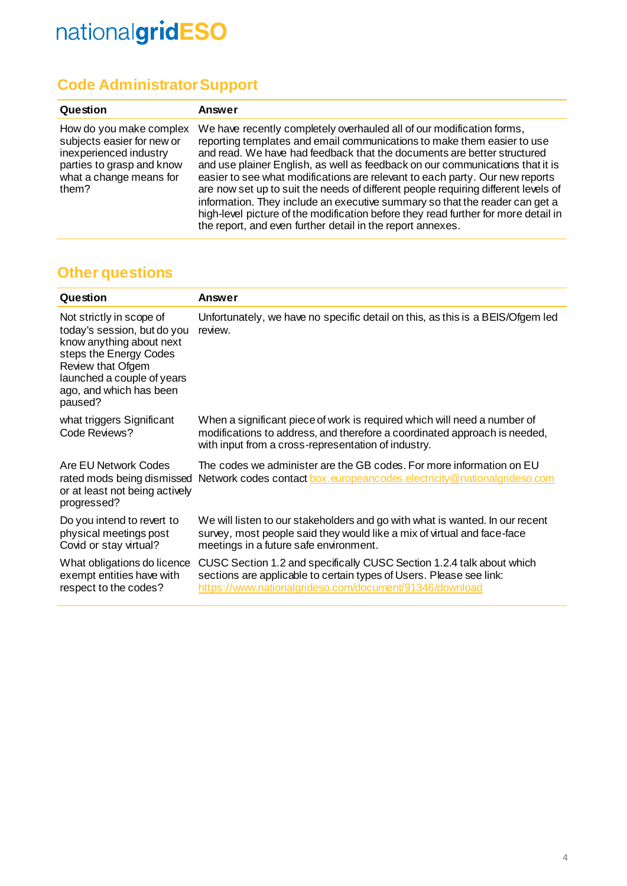nationalgridESO

## Code Administrator Support

| Question | Answer |
|---|---|
| How do you make complex subjects easier for new or inexperienced industry parties to grasp and know what a change means for them? | We have recently completely overhauled all of our modification forms, reporting templates and email communications to make them easier to use and read. We have had feedback that the documents are better structured and use plainer English, as well as feedback on our communications that it is easier to see what modifications are relevant to each party. Our new reports are now set up to suit the needs of different people requiring different levels of information. They include an executive summary so that the reader can get a high-level picture of the modification before they read further for more detail in the report, and even further detail in the report annexes. |

## Other questions

| Question | Answer |
|---|---|
| Not strictly in scope of today's session, but do you know anything about next steps the Energy Codes Review that Ofgem launched a couple of years ago, and which has been paused? | Unfortunately, we have no specific detail on this, as this is a BEIS/Ofgem led review. |
| what triggers Significant Code Reviews? | When a significant piece of work is required which will need a number of modifications to address, and therefore a coordinated approach is needed, with input from a cross-representation of industry. |
| Are EU Network Codes rated mods being dismissed or at least not being actively progressed? | The codes we administer are the GB codes. For more information on EU Network codes contact box.europeancodes.electricity@nationalgrideso.com |
| Do you intend to revert to physical meetings post Covid or stay virtual? | We will listen to our stakeholders and go with what is wanted. In our recent survey, most people said they would like a mix of virtual and face-face meetings in a future safe environment. |
| What obligations do licence exempt entities have with respect to the codes? | CUSC Section 1.2 and specifically CUSC Section 1.2.4 talk about which sections are applicable to certain types of Users. Please see link: https://www.nationalgrideso.com/document/91346/download |